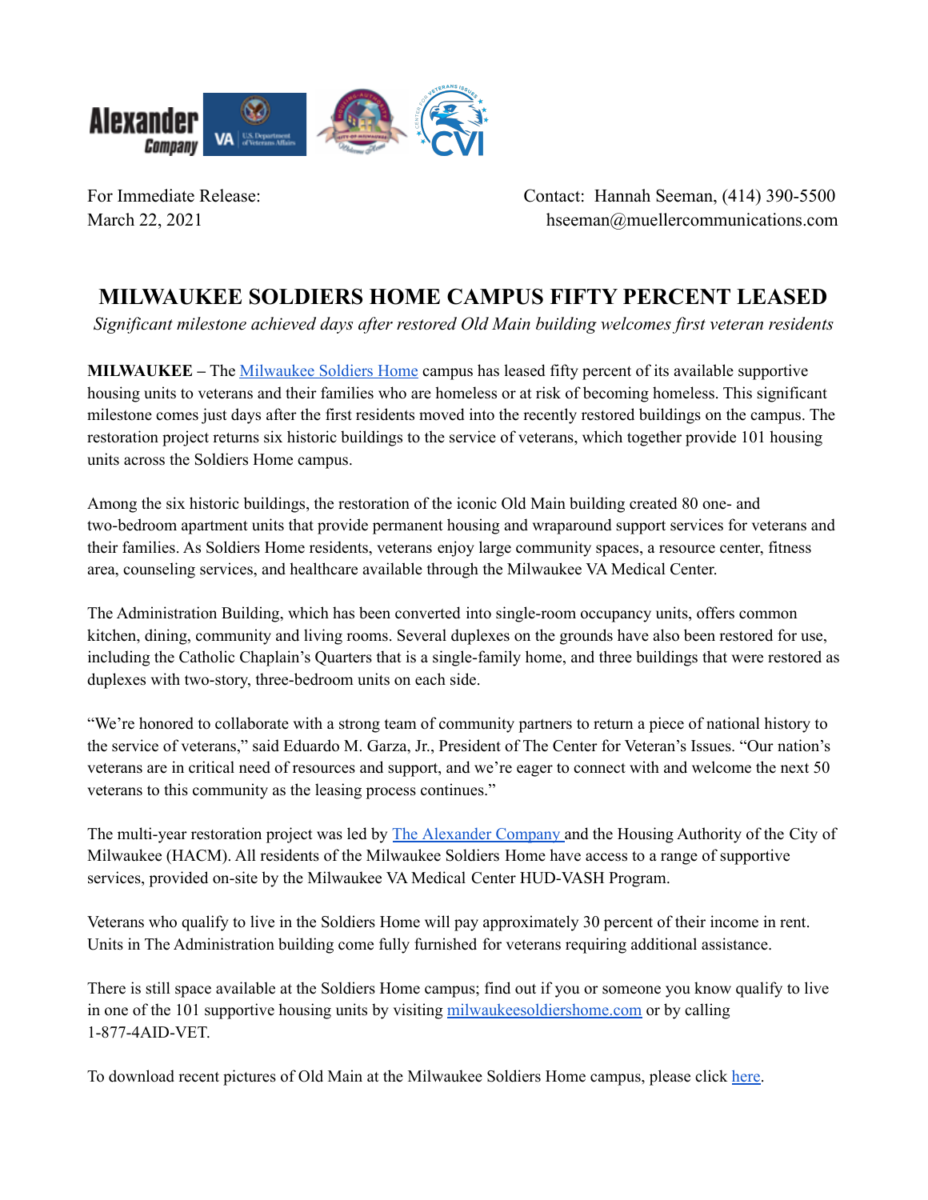For Immediate Release:
March 22, 2021

Contact: Hannah Seeman, (414) 390-5500
hseeman@muellercommunications.com

# MILWAUKEE SOLDIERS HOME CAMPUS FIFTY PERCENT LEASED

*Significant milestone achieved days after restored Old Main building welcomes first veteran residents*

**MILWAUKEE –** The Milwaukee Soldiers Home campus has leased fifty percent of its available supportive housing units to veterans and their families who are homeless or at risk of becoming homeless. This significant milestone comes just days after the first residents moved into the recently restored buildings on the campus. The restoration project returns six historic buildings to the service of veterans, which together provide 101 housing units across the Soldiers Home campus.

Among the six historic buildings, the restoration of the iconic Old Main building created 80 one- and two-bedroom apartment units that provide permanent housing and wraparound support services for veterans and their families. As Soldiers Home residents, veterans enjoy large community spaces, a resource center, fitness area, counseling services, and healthcare available through the Milwaukee VA Medical Center.

The Administration Building, which has been converted into single-room occupancy units, offers common kitchen, dining, community and living rooms. Several duplexes on the grounds have also been restored for use, including the Catholic Chaplain's Quarters that is a single-family home, and three buildings that were restored as duplexes with two-story, three-bedroom units on each side.

"We're honored to collaborate with a strong team of community partners to return a piece of national history to the service of veterans," said Eduardo M. Garza, Jr., President of The Center for Veteran's Issues. "Our nation's veterans are in critical need of resources and support, and we're eager to connect with and welcome the next 50 veterans to this community as the leasing process continues."

The multi-year restoration project was led by The Alexander Company and the Housing Authority of the City of Milwaukee (HACM). All residents of the Milwaukee Soldiers Home have access to a range of supportive services, provided on-site by the Milwaukee VA Medical Center HUD-VASH Program.

Veterans who qualify to live in the Soldiers Home will pay approximately 30 percent of their income in rent. Units in The Administration building come fully furnished for veterans requiring additional assistance.

There is still space available at the Soldiers Home campus; find out if you or someone you know qualify to live in one of the 101 supportive housing units by visiting milwaukeesoldiershome.com or by calling 1-877-4AID-VET.

To download recent pictures of Old Main at the Milwaukee Soldiers Home campus, please click here.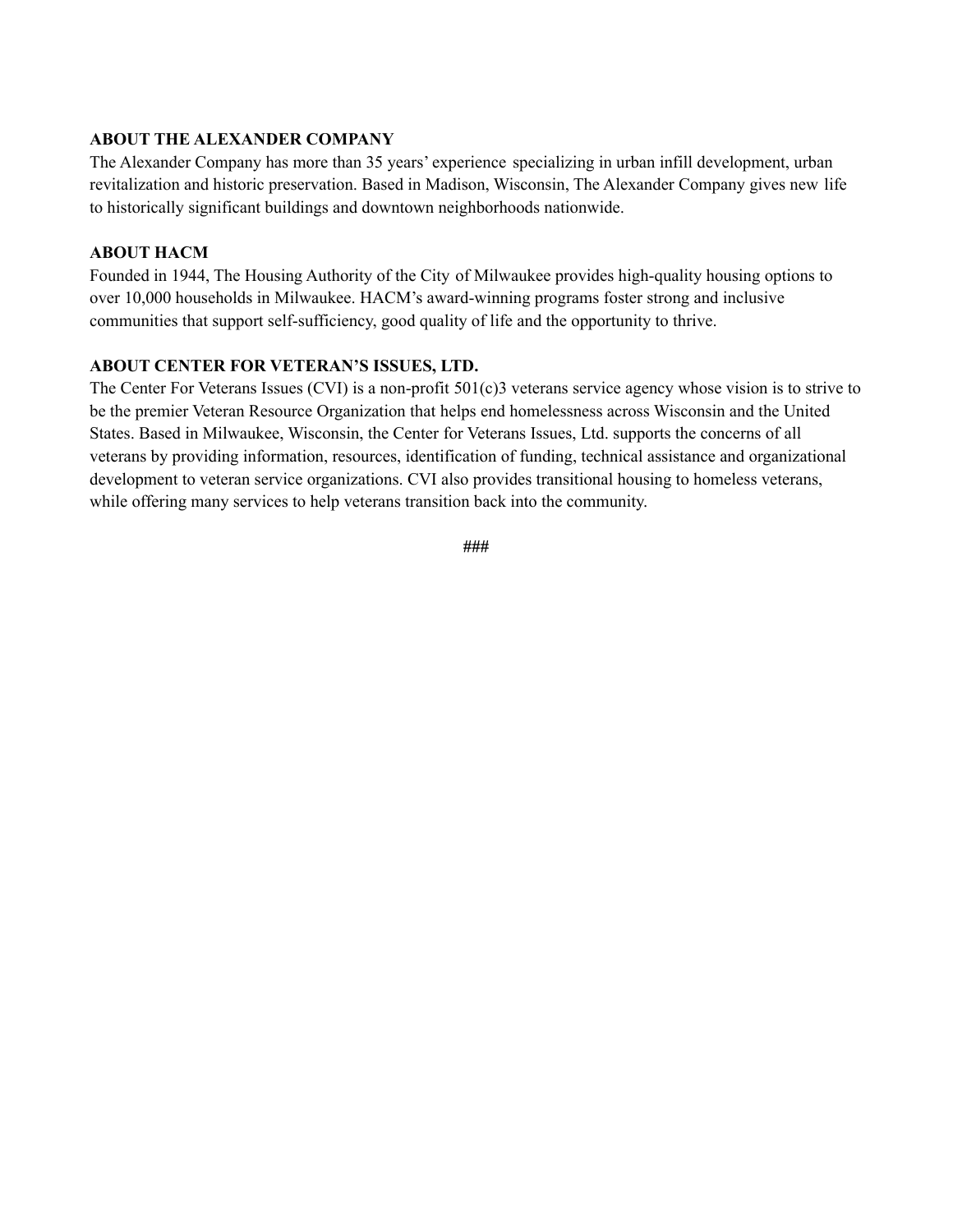**ABOUT THE ALEXANDER COMPANY**

The Alexander Company has more than 35 years' experience specializing in urban infill development, urban revitalization and historic preservation. Based in Madison, Wisconsin, The Alexander Company gives new life to historically significant buildings and downtown neighborhoods nationwide.

**ABOUT HACM**

Founded in 1944, The Housing Authority of the City of Milwaukee provides high-quality housing options to over 10,000 households in Milwaukee. HACM's award-winning programs foster strong and inclusive communities that support self-sufficiency, good quality of life and the opportunity to thrive.

**ABOUT CENTER FOR VETERAN'S ISSUES, LTD.**

The Center For Veterans Issues (CVI) is a non-profit 501(c)3 veterans service agency whose vision is to strive to be the premier Veteran Resource Organization that helps end homelessness across Wisconsin and the United States. Based in Milwaukee, Wisconsin, the Center for Veterans Issues, Ltd. supports the concerns of all veterans by providing information, resources, identification of funding, technical assistance and organizational development to veteran service organizations. CVI also provides transitional housing to homeless veterans, while offering many services to help veterans transition back into the community.

###